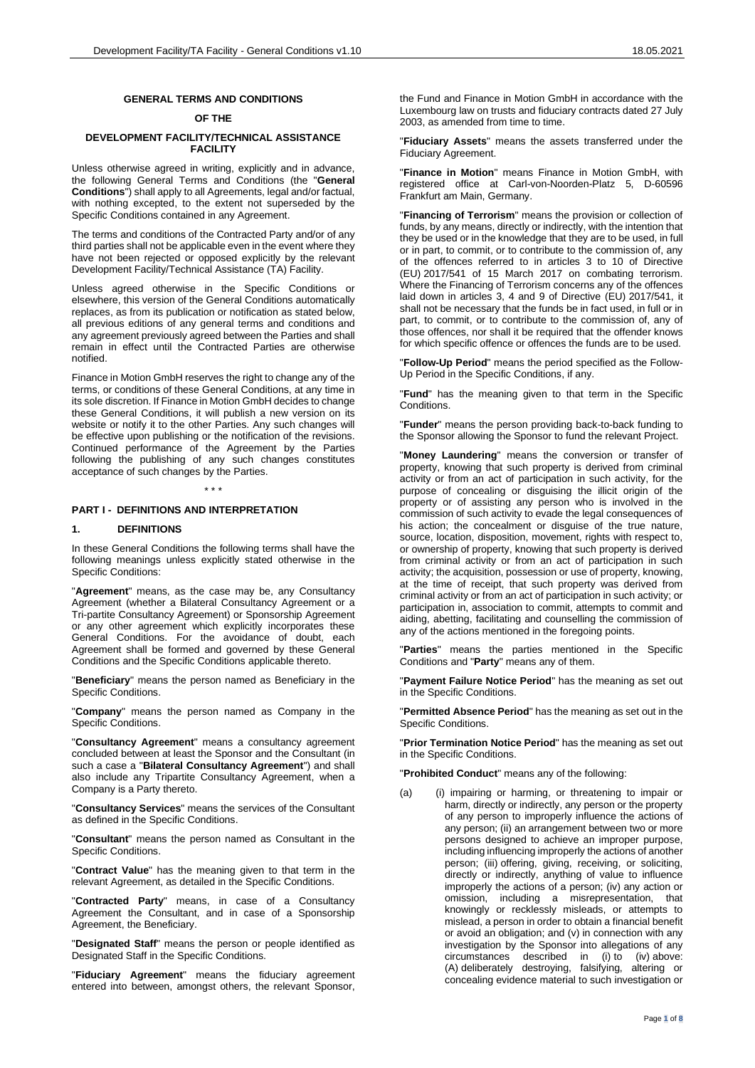# GENERAL TERMS AND CONDITIONS

# OF THE

# DEVELOPMENT FACILITY/TECHNICAL ASSISTANCE FACILITY

Unless otherwise agreed in writing, explicitly and in advance, the following General Terms and Conditions (the "**General Conditions**") shall apply to all Agreements, legal and/or factual, with nothing excepted, to the extent not superseded by the Specific Conditions contained in any Agreement.

The terms and conditions of the Contracted Party and/or of any third parties shall not be applicable even in the event where they have not been rejected or opposed explicitly by the relevant Development Facility/Technical Assistance (TA) Facility.

Unless agreed otherwise in the Specific Conditions or elsewhere, this version of the General Conditions automatically replaces, as from its publication or notification as stated below, all previous editions of any general terms and conditions and any agreement previously agreed between the Parties and shall remain in effect until the Contracted Parties are otherwise notified.

Finance in Motion GmbH reserves the right to change any of the terms, or conditions of these General Conditions, at any time in its sole discretion. If Finance in Motion GmbH decides to change these General Conditions, it will publish a new version on its website or notify it to the other Parties. Any such changes will be effective upon publishing or the notification of the revisions. Continued performance of the Agreement by the Parties following the publishing of any such changes constitutes acceptance of such changes by the Parties.

\* \* \*

## PART I - DEFINITIONS AND INTERPRETATION

### 1. DEFINITIONS

In these General Conditions the following terms shall have the following meanings unless explicitly stated otherwise in the Specific Conditions:

"**Agreement**" means, as the case may be, any Consultancy Agreement (whether a Bilateral Consultancy Agreement or a Tri-partite Consultancy Agreement) or Sponsorship Agreement or any other agreement which explicitly incorporates these General Conditions. For the avoidance of doubt, each Agreement shall be formed and governed by these General Conditions and the Specific Conditions applicable thereto.

"**Beneficiary**" means the person named as Beneficiary in the Specific Conditions.

"**Company**" means the person named as Company in the Specific Conditions.

"**Consultancy Agreement**" means a consultancy agreement concluded between at least the Sponsor and the Consultant (in such a case a "**Bilateral Consultancy Agreement**") and shall also include any Tripartite Consultancy Agreement, when a Company is a Party thereto.

"**Consultancy Services**" means the services of the Consultant as defined in the Specific Conditions.

"**Consultant**" means the person named as Consultant in the Specific Conditions.

"**Contract Value**" has the meaning given to that term in the relevant Agreement, as detailed in the Specific Conditions.

"**Contracted Party**" means, in case of a Consultancy Agreement the Consultant, and in case of a Sponsorship Agreement, the Beneficiary.

"**Designated Staff**" means the person or people identified as Designated Staff in the Specific Conditions.

"**Fiduciary Agreement**" means the fiduciary agreement entered into between, amongst others, the relevant Sponsor, the Fund and Finance in Motion GmbH in accordance with the Luxembourg law on trusts and fiduciary contracts dated 27 July 2003, as amended from time to time.

"**Fiduciary Assets**" means the assets transferred under the Fiduciary Agreement.

"**Finance in Motion**" means Finance in Motion GmbH, with registered office at Carl-von-Noorden-Platz 5, D-60596 Frankfurt am Main, Germany.

"**Financing of Terrorism**" means the provision or collection of funds, by any means, directly or indirectly, with the intention that they be used or in the knowledge that they are to be used, in full or in part, to commit, or to contribute to the commission of, any of the offences referred to in articles 3 to 10 of Directive (EU) 2017/541 of 15 March 2017 on combating terrorism. Where the Financing of Terrorism concerns any of the offences laid down in articles 3, 4 and 9 of Directive (EU) 2017/541, it shall not be necessary that the funds be in fact used, in full or in part, to commit, or to contribute to the commission of, any of those offences, nor shall it be required that the offender knows for which specific offence or offences the funds are to be used.

"**Follow-Up Period**" means the period specified as the Follow-Up Period in the Specific Conditions, if any.

"**Fund**" has the meaning given to that term in the Specific Conditions.

"**Funder**" means the person providing back-to-back funding to the Sponsor allowing the Sponsor to fund the relevant Project.

"**Money Laundering**" means the conversion or transfer of property, knowing that such property is derived from criminal activity or from an act of participation in such activity, for the purpose of concealing or disguising the illicit origin of the property or of assisting any person who is involved in the commission of such activity to evade the legal consequences of his action; the concealment or disguise of the true nature, source, location, disposition, movement, rights with respect to, or ownership of property, knowing that such property is derived from criminal activity or from an act of participation in such activity; the acquisition, possession or use of property, knowing, at the time of receipt, that such property was derived from criminal activity or from an act of participation in such activity; or participation in, association to commit, attempts to commit and aiding, abetting, facilitating and counselling the commission of any of the actions mentioned in the foregoing points.

"**Parties**" means the parties mentioned in the Specific Conditions and "**Party**" means any of them.

"**Payment Failure Notice Period**" has the meaning as set out in the Specific Conditions.

"**Permitted Absence Period**" has the meaning as set out in the Specific Conditions.

"**Prior Termination Notice Period**" has the meaning as set out in the Specific Conditions.

"**Prohibited Conduct**" means any of the following:

(a) (i) impairing or harming, or threatening to impair or harm, directly or indirectly, any person or the property of any person to improperly influence the actions of any person; (ii) an arrangement between two or more persons designed to achieve an improper purpose, including influencing improperly the actions of another person; (iii) offering, giving, receiving, or soliciting, directly or indirectly, anything of value to influence improperly the actions of a person; (iv) any action or omission, including a misrepresentation, that knowingly or recklessly misleads, or attempts to mislead, a person in order to obtain a financial benefit or avoid an obligation; and (v) in connection with any investigation by the Sponsor into allegations of any circumstances described in (i) to (iv) above: (A) deliberately destroying, falsifying, altering or concealing evidence material to such investigation or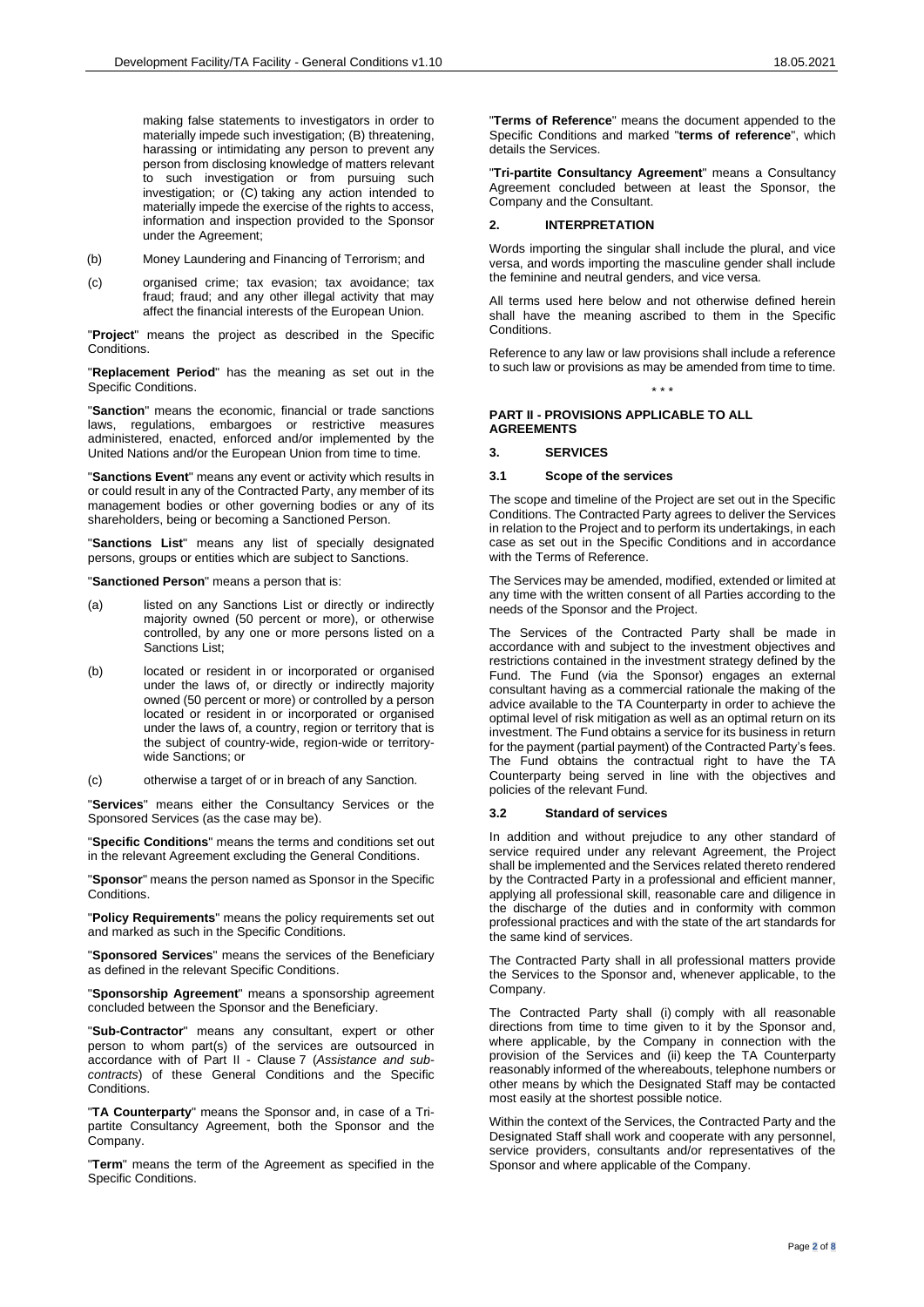making false statements to investigators in order to materially impede such investigation; (B) threatening, harassing or intimidating any person to prevent any person from disclosing knowledge of matters relevant to such investigation or from pursuing such investigation; or (C) taking any action intended to materially impede the exercise of the rights to access, information and inspection provided to the Sponsor under the Agreement;

(b) Money Laundering and Financing of Terrorism; and

(c) organised crime; tax evasion; tax avoidance; tax fraud; fraud; and any other illegal activity that may affect the financial interests of the European Union.

"**Project**" means the project as described in the Specific Conditions.

"**Replacement Period**" has the meaning as set out in the Specific Conditions.

"**Sanction**" means the economic, financial or trade sanctions laws, regulations, embargoes or restrictive measures administered, enacted, enforced and/or implemented by the United Nations and/or the European Union from time to time.

"**Sanctions Event**" means any event or activity which results in or could result in any of the Contracted Party, any member of its management bodies or other governing bodies or any of its shareholders, being or becoming a Sanctioned Person.

"**Sanctions List**" means any list of specially designated persons, groups or entities which are subject to Sanctions.

"**Sanctioned Person**" means a person that is:

(a) listed on any Sanctions List or directly or indirectly majority owned (50 percent or more), or otherwise controlled, by any one or more persons listed on a Sanctions List;

(b) located or resident in or incorporated or organised under the laws of, or directly or indirectly majority owned (50 percent or more) or controlled by a person located or resident in or incorporated or organised under the laws of, a country, region or territory that is the subject of country-wide, region-wide or territory-wide Sanctions; or

(c) otherwise a target of or in breach of any Sanction.

"**Services**" means either the Consultancy Services or the Sponsored Services (as the case may be).

"**Specific Conditions**" means the terms and conditions set out in the relevant Agreement excluding the General Conditions.

"**Sponsor**" means the person named as Sponsor in the Specific Conditions.

"**Policy Requirements**" means the policy requirements set out and marked as such in the Specific Conditions.

"**Sponsored Services**" means the services of the Beneficiary as defined in the relevant Specific Conditions.

"**Sponsorship Agreement**" means a sponsorship agreement concluded between the Sponsor and the Beneficiary.

"**Sub-Contractor**" means any consultant, expert or other person to whom part(s) of the services are outsourced in accordance with of Part II - Clause 7 (*Assistance and sub-contracts*) of these General Conditions and the Specific Conditions.

"**TA Counterparty**" means the Sponsor and, in case of a Tri-partite Consultancy Agreement, both the Sponsor and the Company.

"**Term**" means the term of the Agreement as specified in the Specific Conditions.

"**Terms of Reference**" means the document appended to the Specific Conditions and marked "**terms of reference**", which details the Services.

"**Tri-partite Consultancy Agreement**" means a Consultancy Agreement concluded between at least the Sponsor, the Company and the Consultant.

## 2. INTERPRETATION

Words importing the singular shall include the plural, and vice versa, and words importing the masculine gender shall include the feminine and neutral genders, and vice versa.

All terms used here below and not otherwise defined herein shall have the meaning ascribed to them in the Specific Conditions.

Reference to any law or law provisions shall include a reference to such law or provisions as may be amended from time to time.

\* \* \*

## PART II - PROVISIONS APPLICABLE TO ALL AGREEMENTS

## 3. SERVICES

### 3.1 Scope of the services

The scope and timeline of the Project are set out in the Specific Conditions. The Contracted Party agrees to deliver the Services in relation to the Project and to perform its undertakings, in each case as set out in the Specific Conditions and in accordance with the Terms of Reference.

The Services may be amended, modified, extended or limited at any time with the written consent of all Parties according to the needs of the Sponsor and the Project.

The Services of the Contracted Party shall be made in accordance with and subject to the investment objectives and restrictions contained in the investment strategy defined by the Fund. The Fund (via the Sponsor) engages an external consultant having as a commercial rationale the making of the advice available to the TA Counterparty in order to achieve the optimal level of risk mitigation as well as an optimal return on its investment. The Fund obtains a service for its business in return for the payment (partial payment) of the Contracted Party's fees. The Fund obtains the contractual right to have the TA Counterparty being served in line with the objectives and policies of the relevant Fund.

### 3.2 Standard of services

In addition and without prejudice to any other standard of service required under any relevant Agreement, the Project shall be implemented and the Services related thereto rendered by the Contracted Party in a professional and efficient manner, applying all professional skill, reasonable care and diligence in the discharge of the duties and in conformity with common professional practices and with the state of the art standards for the same kind of services.

The Contracted Party shall in all professional matters provide the Services to the Sponsor and, whenever applicable, to the Company.

The Contracted Party shall (i) comply with all reasonable directions from time to time given to it by the Sponsor and, where applicable, by the Company in connection with the provision of the Services and (ii) keep the TA Counterparty reasonably informed of the whereabouts, telephone numbers or other means by which the Designated Staff may be contacted most easily at the shortest possible notice.

Within the context of the Services, the Contracted Party and the Designated Staff shall work and cooperate with any personnel, service providers, consultants and/or representatives of the Sponsor and where applicable of the Company.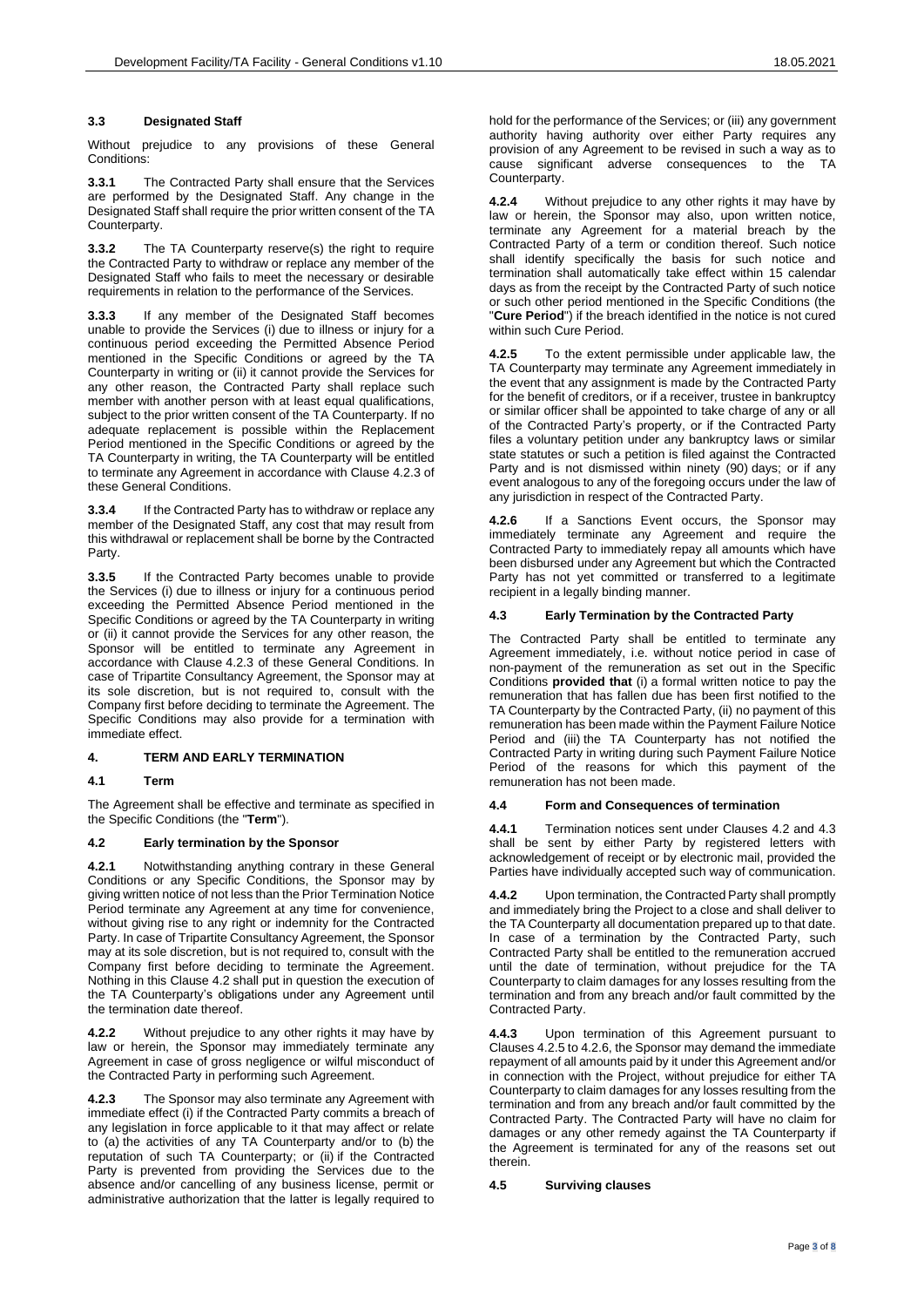### 3.3 Designated Staff

Without prejudice to any provisions of these General Conditions:

**3.3.1** The Contracted Party shall ensure that the Services are performed by the Designated Staff. Any change in the Designated Staff shall require the prior written consent of the TA Counterparty.

**3.3.2** The TA Counterparty reserve(s) the right to require the Contracted Party to withdraw or replace any member of the Designated Staff who fails to meet the necessary or desirable requirements in relation to the performance of the Services.

**3.3.3** If any member of the Designated Staff becomes unable to provide the Services (i) due to illness or injury for a continuous period exceeding the Permitted Absence Period mentioned in the Specific Conditions or agreed by the TA Counterparty in writing or (ii) it cannot provide the Services for any other reason, the Contracted Party shall replace such member with another person with at least equal qualifications, subject to the prior written consent of the TA Counterparty. If no adequate replacement is possible within the Replacement Period mentioned in the Specific Conditions or agreed by the TA Counterparty in writing, the TA Counterparty will be entitled to terminate any Agreement in accordance with Clause 4.2.3 of these General Conditions.

**3.3.4** If the Contracted Party has to withdraw or replace any member of the Designated Staff, any cost that may result from this withdrawal or replacement shall be borne by the Contracted Party.

**3.3.5** If the Contracted Party becomes unable to provide the Services (i) due to illness or injury for a continuous period exceeding the Permitted Absence Period mentioned in the Specific Conditions or agreed by the TA Counterparty in writing or (ii) it cannot provide the Services for any other reason, the Sponsor will be entitled to terminate any Agreement in accordance with Clause 4.2.3 of these General Conditions. In case of Tripartite Consultancy Agreement, the Sponsor may at its sole discretion, but is not required to, consult with the Company first before deciding to terminate the Agreement. The Specific Conditions may also provide for a termination with immediate effect.

## 4. TERM AND EARLY TERMINATION

### 4.1 Term

The Agreement shall be effective and terminate as specified in the Specific Conditions (the "**Term**").

### 4.2 Early termination by the Sponsor

**4.2.1** Notwithstanding anything contrary in these General Conditions or any Specific Conditions, the Sponsor may by giving written notice of not less than the Prior Termination Notice Period terminate any Agreement at any time for convenience, without giving rise to any right or indemnity for the Contracted Party. In case of Tripartite Consultancy Agreement, the Sponsor may at its sole discretion, but is not required to, consult with the Company first before deciding to terminate the Agreement. Nothing in this Clause 4.2 shall put in question the execution of the TA Counterparty's obligations under any Agreement until the termination date thereof.

**4.2.2** Without prejudice to any other rights it may have by law or herein, the Sponsor may immediately terminate any Agreement in case of gross negligence or wilful misconduct of the Contracted Party in performing such Agreement.

**4.2.3** The Sponsor may also terminate any Agreement with immediate effect (i) if the Contracted Party commits a breach of any legislation in force applicable to it that may affect or relate to (a) the activities of any TA Counterparty and/or to (b) the reputation of such TA Counterparty; or (ii) if the Contracted Party is prevented from providing the Services due to the absence and/or cancelling of any business license, permit or administrative authorization that the latter is legally required to hold for the performance of the Services; or (iii) any government authority having authority over either Party requires any provision of any Agreement to be revised in such a way as to cause significant adverse consequences to the TA Counterparty.

**4.2.4** Without prejudice to any other rights it may have by law or herein, the Sponsor may also, upon written notice, terminate any Agreement for a material breach by the Contracted Party of a term or condition thereof. Such notice shall identify specifically the basis for such notice and termination shall automatically take effect within 15 calendar days as from the receipt by the Contracted Party of such notice or such other period mentioned in the Specific Conditions (the "**Cure Period**") if the breach identified in the notice is not cured within such Cure Period.

**4.2.5** To the extent permissible under applicable law, the TA Counterparty may terminate any Agreement immediately in the event that any assignment is made by the Contracted Party for the benefit of creditors, or if a receiver, trustee in bankruptcy or similar officer shall be appointed to take charge of any or all of the Contracted Party's property, or if the Contracted Party files a voluntary petition under any bankruptcy laws or similar state statutes or such a petition is filed against the Contracted Party and is not dismissed within ninety (90) days; or if any event analogous to any of the foregoing occurs under the law of any jurisdiction in respect of the Contracted Party.

**4.2.6** If a Sanctions Event occurs, the Sponsor may immediately terminate any Agreement and require the Contracted Party to immediately repay all amounts which have been disbursed under any Agreement but which the Contracted Party has not yet committed or transferred to a legitimate recipient in a legally binding manner.

### 4.3 Early Termination by the Contracted Party

The Contracted Party shall be entitled to terminate any Agreement immediately, i.e. without notice period in case of non-payment of the remuneration as set out in the Specific Conditions **provided that** (i) a formal written notice to pay the remuneration that has fallen due has been first notified to the TA Counterparty by the Contracted Party, (ii) no payment of this remuneration has been made within the Payment Failure Notice Period and (iii) the TA Counterparty has not notified the Contracted Party in writing during such Payment Failure Notice Period of the reasons for which this payment of the remuneration has not been made.

### 4.4 Form and Consequences of termination

**4.4.1** Termination notices sent under Clauses 4.2 and 4.3 shall be sent by either Party by registered letters with acknowledgement of receipt or by electronic mail, provided the Parties have individually accepted such way of communication.

**4.4.2** Upon termination, the Contracted Party shall promptly and immediately bring the Project to a close and shall deliver to the TA Counterparty all documentation prepared up to that date. In case of a termination by the Contracted Party, such Contracted Party shall be entitled to the remuneration accrued until the date of termination, without prejudice for the TA Counterparty to claim damages for any losses resulting from the termination and from any breach and/or fault committed by the Contracted Party.

**4.4.3** Upon termination of this Agreement pursuant to Clauses 4.2.5 to 4.2.6, the Sponsor may demand the immediate repayment of all amounts paid by it under this Agreement and/or in connection with the Project, without prejudice for either TA Counterparty to claim damages for any losses resulting from the termination and from any breach and/or fault committed by the Contracted Party. The Contracted Party will have no claim for damages or any other remedy against the TA Counterparty if the Agreement is terminated for any of the reasons set out therein.

### 4.5 Surviving clauses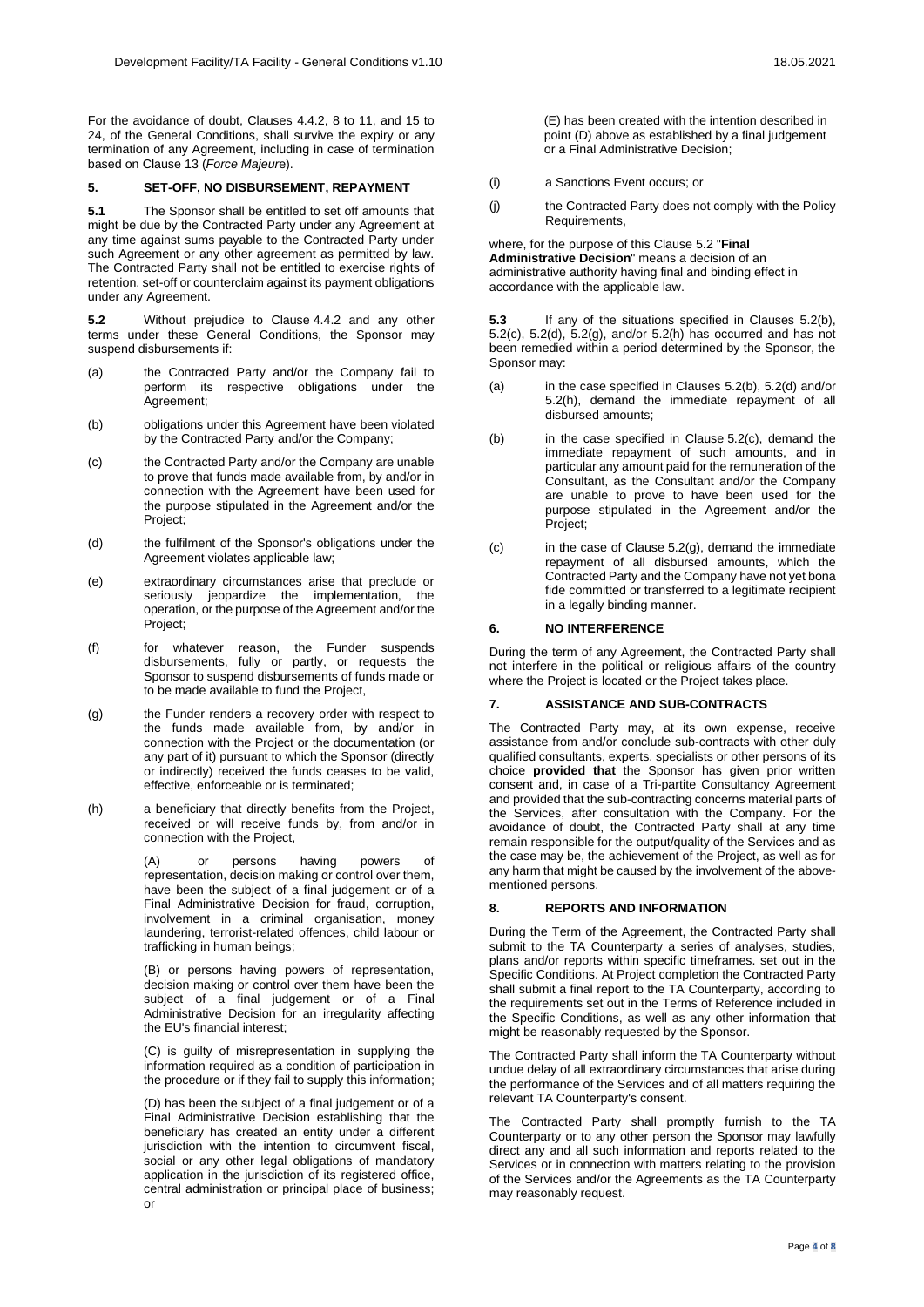For the avoidance of doubt, Clauses 4.4.2, 8 to 11, and 15 to 24, of the General Conditions, shall survive the expiry or any termination of any Agreement, including in case of termination based on Clause 13 (*Force Majeure*).

## 5. SET-OFF, NO DISBURSEMENT, REPAYMENT

**5.1** The Sponsor shall be entitled to set off amounts that might be due by the Contracted Party under any Agreement at any time against sums payable to the Contracted Party under such Agreement or any other agreement as permitted by law. The Contracted Party shall not be entitled to exercise rights of retention, set-off or counterclaim against its payment obligations under any Agreement.

**5.2** Without prejudice to Clause 4.4.2 and any other terms under these General Conditions, the Sponsor may suspend disbursements if:

(a) the Contracted Party and/or the Company fail to perform its respective obligations under the Agreement;

(b) obligations under this Agreement have been violated by the Contracted Party and/or the Company;

(c) the Contracted Party and/or the Company are unable to prove that funds made available from, by and/or in connection with the Agreement have been used for the purpose stipulated in the Agreement and/or the Project;

(d) the fulfilment of the Sponsor's obligations under the Agreement violates applicable law;

(e) extraordinary circumstances arise that preclude or seriously jeopardize the implementation, the operation, or the purpose of the Agreement and/or the Project;

(f) for whatever reason, the Funder suspends disbursements, fully or partly, or requests the Sponsor to suspend disbursements of funds made or to be made available to fund the Project,

(g) the Funder renders a recovery order with respect to the funds made available from, by and/or in connection with the Project or the documentation (or any part of it) pursuant to which the Sponsor (directly or indirectly) received the funds ceases to be valid, effective, enforceable or is terminated;

(h) a beneficiary that directly benefits from the Project, received or will receive funds by, from and/or in connection with the Project,

(A) or persons having powers of representation, decision making or control over them, have been the subject of a final judgement or of a Final Administrative Decision for fraud, corruption, involvement in a criminal organisation, money laundering, terrorist-related offences, child labour or trafficking in human beings;

(B) or persons having powers of representation, decision making or control over them have been the subject of a final judgement or of a Final Administrative Decision for an irregularity affecting the EU's financial interest;

(C) is guilty of misrepresentation in supplying the information required as a condition of participation in the procedure or if they fail to supply this information;

(D) has been the subject of a final judgement or of a Final Administrative Decision establishing that the beneficiary has created an entity under a different jurisdiction with the intention to circumvent fiscal, social or any other legal obligations of mandatory application in the jurisdiction of its registered office, central administration or principal place of business; or

(E) has been created with the intention described in point (D) above as established by a final judgement or a Final Administrative Decision;

(i) a Sanctions Event occurs; or

(j) the Contracted Party does not comply with the Policy Requirements,

where, for the purpose of this Clause 5.2 "**Final Administrative Decision**" means a decision of an administrative authority having final and binding effect in accordance with the applicable law.

**5.3** If any of the situations specified in Clauses 5.2(b), 5.2(c), 5.2(d), 5.2(g), and/or 5.2(h) has occurred and has not been remedied within a period determined by the Sponsor, the Sponsor may:

(a) in the case specified in Clauses 5.2(b), 5.2(d) and/or 5.2(h), demand the immediate repayment of all disbursed amounts;

(b) in the case specified in Clause 5.2(c), demand the immediate repayment of such amounts, and in particular any amount paid for the remuneration of the Consultant, as the Consultant and/or the Company are unable to prove to have been used for the purpose stipulated in the Agreement and/or the Project;

(c) in the case of Clause 5.2(g), demand the immediate repayment of all disbursed amounts, which the Contracted Party and the Company have not yet bona fide committed or transferred to a legitimate recipient in a legally binding manner.

## 6. NO INTERFERENCE

During the term of any Agreement, the Contracted Party shall not interfere in the political or religious affairs of the country where the Project is located or the Project takes place.

## 7. ASSISTANCE AND SUB-CONTRACTS

The Contracted Party may, at its own expense, receive assistance from and/or conclude sub-contracts with other duly qualified consultants, experts, specialists or other persons of its choice **provided that** the Sponsor has given prior written consent and, in case of a Tri-partite Consultancy Agreement and provided that the sub-contracting concerns material parts of the Services, after consultation with the Company. For the avoidance of doubt, the Contracted Party shall at any time remain responsible for the output/quality of the Services and as the case may be, the achievement of the Project, as well as for any harm that might be caused by the involvement of the above-mentioned persons.

## 8. REPORTS AND INFORMATION

During the Term of the Agreement, the Contracted Party shall submit to the TA Counterparty a series of analyses, studies, plans and/or reports within specific timeframes. set out in the Specific Conditions. At Project completion the Contracted Party shall submit a final report to the TA Counterparty, according to the requirements set out in the Terms of Reference included in the Specific Conditions, as well as any other information that might be reasonably requested by the Sponsor.

The Contracted Party shall inform the TA Counterparty without undue delay of all extraordinary circumstances that arise during the performance of the Services and of all matters requiring the relevant TA Counterparty's consent.

The Contracted Party shall promptly furnish to the TA Counterparty or to any other person the Sponsor may lawfully direct any and all such information and reports related to the Services or in connection with matters relating to the provision of the Services and/or the Agreements as the TA Counterparty may reasonably request.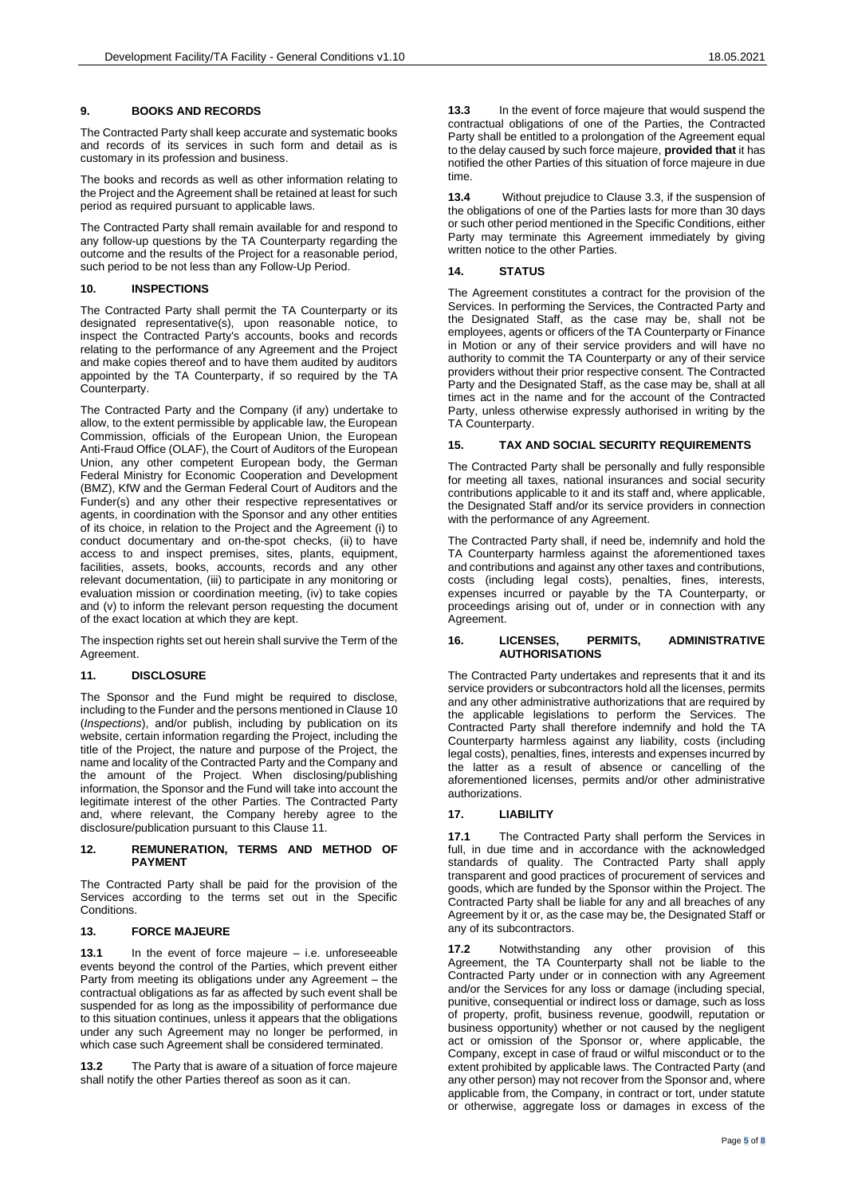## 9. BOOKS AND RECORDS

The Contracted Party shall keep accurate and systematic books and records of its services in such form and detail as is customary in its profession and business.

The books and records as well as other information relating to the Project and the Agreement shall be retained at least for such period as required pursuant to applicable laws.

The Contracted Party shall remain available for and respond to any follow-up questions by the TA Counterparty regarding the outcome and the results of the Project for a reasonable period, such period to be not less than any Follow-Up Period.

## 10. INSPECTIONS

The Contracted Party shall permit the TA Counterparty or its designated representative(s), upon reasonable notice, to inspect the Contracted Party's accounts, books and records relating to the performance of any Agreement and the Project and make copies thereof and to have them audited by auditors appointed by the TA Counterparty, if so required by the TA Counterparty.

The Contracted Party and the Company (if any) undertake to allow, to the extent permissible by applicable law, the European Commission, officials of the European Union, the European Anti-Fraud Office (OLAF), the Court of Auditors of the European Union, any other competent European body, the German Federal Ministry for Economic Cooperation and Development (BMZ), KfW and the German Federal Court of Auditors and the Funder(s) and any other their respective representatives or agents, in coordination with the Sponsor and any other entities of its choice, in relation to the Project and the Agreement (i) to conduct documentary and on-the-spot checks, (ii) to have access to and inspect premises, sites, plants, equipment, facilities, assets, books, accounts, records and any other relevant documentation, (iii) to participate in any monitoring or evaluation mission or coordination meeting, (iv) to take copies and (v) to inform the relevant person requesting the document of the exact location at which they are kept.

The inspection rights set out herein shall survive the Term of the Agreement.

## 11. DISCLOSURE

The Sponsor and the Fund might be required to disclose, including to the Funder and the persons mentioned in Clause 10 (*Inspections*), and/or publish, including by publication on its website, certain information regarding the Project, including the title of the Project, the nature and purpose of the Project, the name and locality of the Contracted Party and the Company and the amount of the Project. When disclosing/publishing information, the Sponsor and the Fund will take into account the legitimate interest of the other Parties. The Contracted Party and, where relevant, the Company hereby agree to the disclosure/publication pursuant to this Clause 11.

## 12. REMUNERATION, TERMS AND METHOD OF PAYMENT

The Contracted Party shall be paid for the provision of the Services according to the terms set out in the Specific Conditions.

## 13. FORCE MAJEURE

**13.1** In the event of force majeure – i.e. unforeseeable events beyond the control of the Parties, which prevent either Party from meeting its obligations under any Agreement – the contractual obligations as far as affected by such event shall be suspended for as long as the impossibility of performance due to this situation continues, unless it appears that the obligations under any such Agreement may no longer be performed, in which case such Agreement shall be considered terminated.

**13.2** The Party that is aware of a situation of force majeure shall notify the other Parties thereof as soon as it can.

**13.3** In the event of force majeure that would suspend the contractual obligations of one of the Parties, the Contracted Party shall be entitled to a prolongation of the Agreement equal to the delay caused by such force majeure, **provided that** it has notified the other Parties of this situation of force majeure in due time.

**13.4** Without prejudice to Clause 3.3, if the suspension of the obligations of one of the Parties lasts for more than 30 days or such other period mentioned in the Specific Conditions, either Party may terminate this Agreement immediately by giving written notice to the other Parties.

## 14. STATUS

The Agreement constitutes a contract for the provision of the Services. In performing the Services, the Contracted Party and the Designated Staff, as the case may be, shall not be employees, agents or officers of the TA Counterparty or Finance in Motion or any of their service providers and will have no authority to commit the TA Counterparty or any of their service providers without their prior respective consent. The Contracted Party and the Designated Staff, as the case may be, shall at all times act in the name and for the account of the Contracted Party, unless otherwise expressly authorised in writing by the TA Counterparty.

## 15. TAX AND SOCIAL SECURITY REQUIREMENTS

The Contracted Party shall be personally and fully responsible for meeting all taxes, national insurances and social security contributions applicable to it and its staff and, where applicable, the Designated Staff and/or its service providers in connection with the performance of any Agreement.

The Contracted Party shall, if need be, indemnify and hold the TA Counterparty harmless against the aforementioned taxes and contributions and against any other taxes and contributions, costs (including legal costs), penalties, fines, interests, expenses incurred or payable by the TA Counterparty, or proceedings arising out of, under or in connection with any Agreement.

## 16. LICENSES, PERMITS, ADMINISTRATIVE AUTHORISATIONS

The Contracted Party undertakes and represents that it and its service providers or subcontractors hold all the licenses, permits and any other administrative authorizations that are required by the applicable legislations to perform the Services. The Contracted Party shall therefore indemnify and hold the TA Counterparty harmless against any liability, costs (including legal costs), penalties, fines, interests and expenses incurred by the latter as a result of absence or cancelling of the aforementioned licenses, permits and/or other administrative authorizations.

## 17. LIABILITY

**17.1** The Contracted Party shall perform the Services in full, in due time and in accordance with the acknowledged standards of quality. The Contracted Party shall apply transparent and good practices of procurement of services and goods, which are funded by the Sponsor within the Project. The Contracted Party shall be liable for any and all breaches of any Agreement by it or, as the case may be, the Designated Staff or any of its subcontractors.

**17.2** Notwithstanding any other provision of this Agreement, the TA Counterparty shall not be liable to the Contracted Party under or in connection with any Agreement and/or the Services for any loss or damage (including special, punitive, consequential or indirect loss or damage, such as loss of property, profit, business revenue, goodwill, reputation or business opportunity) whether or not caused by the negligent act or omission of the Sponsor or, where applicable, the Company, except in case of fraud or wilful misconduct or to the extent prohibited by applicable laws. The Contracted Party (and any other person) may not recover from the Sponsor and, where applicable from, the Company, in contract or tort, under statute or otherwise, aggregate loss or damages in excess of the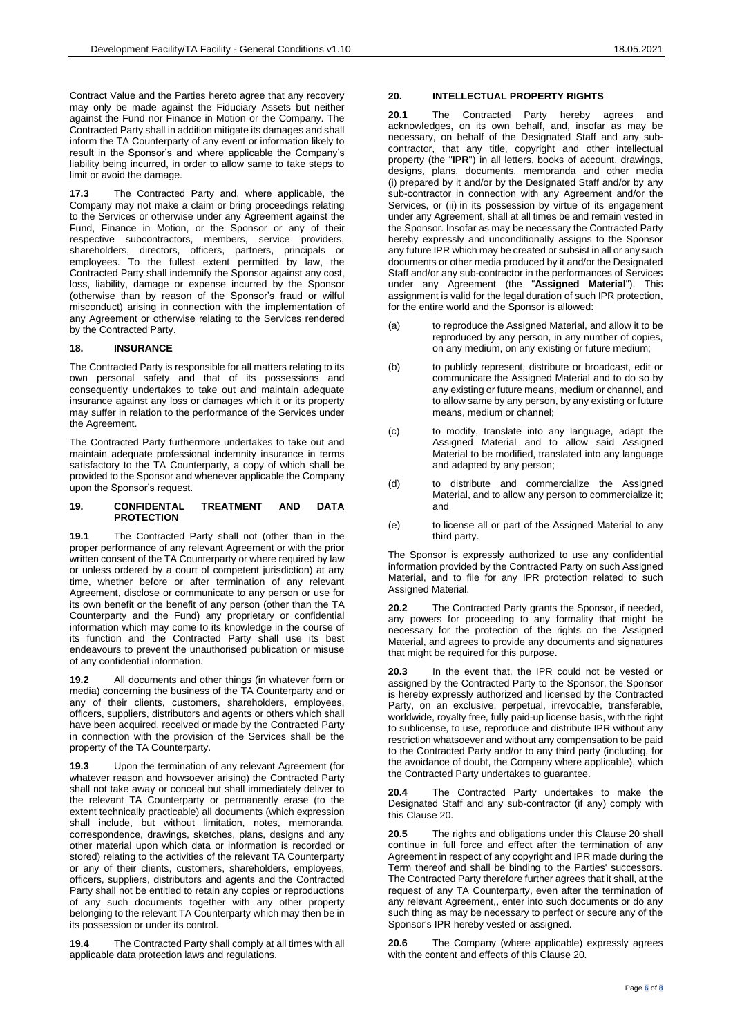Contract Value and the Parties hereto agree that any recovery may only be made against the Fiduciary Assets but neither against the Fund nor Finance in Motion or the Company. The Contracted Party shall in addition mitigate its damages and shall inform the TA Counterparty of any event or information likely to result in the Sponsor's and where applicable the Company's liability being incurred, in order to allow same to take steps to limit or avoid the damage.

**17.3** The Contracted Party and, where applicable, the Company may not make a claim or bring proceedings relating to the Services or otherwise under any Agreement against the Fund, Finance in Motion, or the Sponsor or any of their respective subcontractors, members, service providers, shareholders, directors, officers, partners, principals or employees. To the fullest extent permitted by law, the Contracted Party shall indemnify the Sponsor against any cost, loss, liability, damage or expense incurred by the Sponsor (otherwise than by reason of the Sponsor's fraud or wilful misconduct) arising in connection with the implementation of any Agreement or otherwise relating to the Services rendered by the Contracted Party.

## 18. INSURANCE

The Contracted Party is responsible for all matters relating to its own personal safety and that of its possessions and consequently undertakes to take out and maintain adequate insurance against any loss or damages which it or its property may suffer in relation to the performance of the Services under the Agreement.

The Contracted Party furthermore undertakes to take out and maintain adequate professional indemnity insurance in terms satisfactory to the TA Counterparty, a copy of which shall be provided to the Sponsor and whenever applicable the Company upon the Sponsor's request.

## 19. CONFIDENTAL TREATMENT AND DATA PROTECTION

**19.1** The Contracted Party shall not (other than in the proper performance of any relevant Agreement or with the prior written consent of the TA Counterparty or where required by law or unless ordered by a court of competent jurisdiction) at any time, whether before or after termination of any relevant Agreement, disclose or communicate to any person or use for its own benefit or the benefit of any person (other than the TA Counterparty and the Fund) any proprietary or confidential information which may come to its knowledge in the course of its function and the Contracted Party shall use its best endeavours to prevent the unauthorised publication or misuse of any confidential information.

**19.2** All documents and other things (in whatever form or media) concerning the business of the TA Counterparty and or any of their clients, customers, shareholders, employees, officers, suppliers, distributors and agents or others which shall have been acquired, received or made by the Contracted Party in connection with the provision of the Services shall be the property of the TA Counterparty.

**19.3** Upon the termination of any relevant Agreement (for whatever reason and howsoever arising) the Contracted Party shall not take away or conceal but shall immediately deliver to the relevant TA Counterparty or permanently erase (to the extent technically practicable) all documents (which expression shall include, but without limitation, notes, memoranda, correspondence, drawings, sketches, plans, designs and any other material upon which data or information is recorded or stored) relating to the activities of the relevant TA Counterparty or any of their clients, customers, shareholders, employees, officers, suppliers, distributors and agents and the Contracted Party shall not be entitled to retain any copies or reproductions of any such documents together with any other property belonging to the relevant TA Counterparty which may then be in its possession or under its control.

**19.4** The Contracted Party shall comply at all times with all applicable data protection laws and regulations.

## 20. INTELLECTUAL PROPERTY RIGHTS

**20.1** The Contracted Party hereby agrees and acknowledges, on its own behalf, and, insofar as may be necessary, on behalf of the Designated Staff and any sub-contractor, that any title, copyright and other intellectual property (the "**IPR**") in all letters, books of account, drawings, designs, plans, documents, memoranda and other media (i) prepared by it and/or by the Designated Staff and/or by any sub-contractor in connection with any Agreement and/or the Services, or (ii) in its possession by virtue of its engagement under any Agreement, shall at all times be and remain vested in the Sponsor. Insofar as may be necessary the Contracted Party hereby expressly and unconditionally assigns to the Sponsor any future IPR which may be created or subsist in all or any such documents or other media produced by it and/or the Designated Staff and/or any sub-contractor in the performances of Services under any Agreement (the "**Assigned Material**"). This assignment is valid for the legal duration of such IPR protection, for the entire world and the Sponsor is allowed:

(a) to reproduce the Assigned Material, and allow it to be reproduced by any person, in any number of copies, on any medium, on any existing or future medium;

(b) to publicly represent, distribute or broadcast, edit or communicate the Assigned Material and to do so by any existing or future means, medium or channel, and to allow same by any person, by any existing or future means, medium or channel;

(c) to modify, translate into any language, adapt the Assigned Material and to allow said Assigned Material to be modified, translated into any language and adapted by any person;

(d) to distribute and commercialize the Assigned Material, and to allow any person to commercialize it; and

(e) to license all or part of the Assigned Material to any third party.

The Sponsor is expressly authorized to use any confidential information provided by the Contracted Party on such Assigned Material, and to file for any IPR protection related to such Assigned Material.

**20.2** The Contracted Party grants the Sponsor, if needed, any powers for proceeding to any formality that might be necessary for the protection of the rights on the Assigned Material, and agrees to provide any documents and signatures that might be required for this purpose.

**20.3** In the event that, the IPR could not be vested or assigned by the Contracted Party to the Sponsor, the Sponsor is hereby expressly authorized and licensed by the Contracted Party, on an exclusive, perpetual, irrevocable, transferable, worldwide, royalty free, fully paid-up license basis, with the right to sublicense, to use, reproduce and distribute IPR without any restriction whatsoever and without any compensation to be paid to the Contracted Party and/or to any third party (including, for the avoidance of doubt, the Company where applicable), which the Contracted Party undertakes to guarantee.

**20.4** The Contracted Party undertakes to make the Designated Staff and any sub-contractor (if any) comply with this Clause 20.

**20.5** The rights and obligations under this Clause 20 shall continue in full force and effect after the termination of any Agreement in respect of any copyright and IPR made during the Term thereof and shall be binding to the Parties' successors. The Contracted Party therefore further agrees that it shall, at the request of any TA Counterparty, even after the termination of any relevant Agreement,, enter into such documents or do any such thing as may be necessary to perfect or secure any of the Sponsor's IPR hereby vested or assigned.

**20.6** The Company (where applicable) expressly agrees with the content and effects of this Clause 20.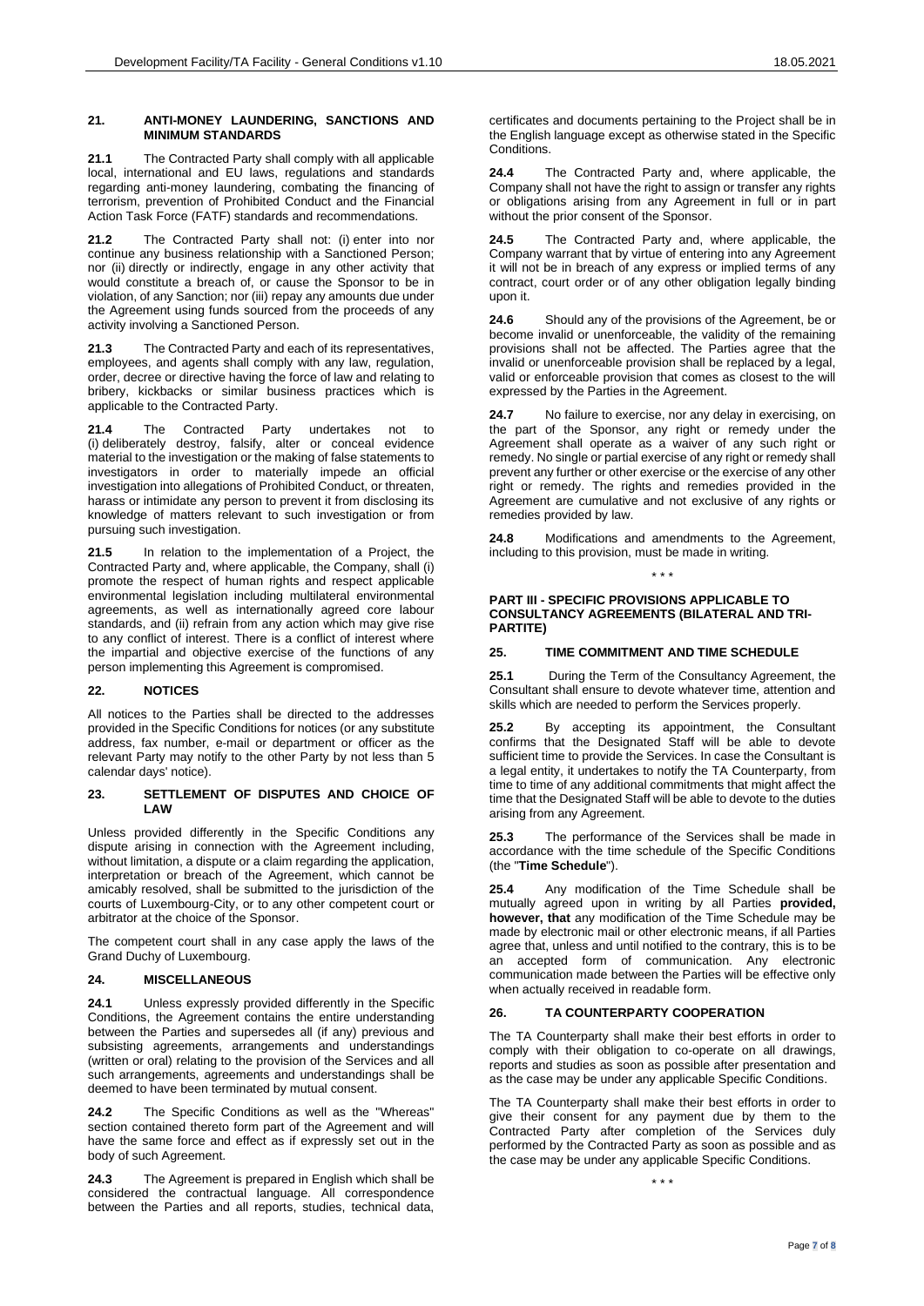## 21. ANTI-MONEY LAUNDERING, SANCTIONS AND MINIMUM STANDARDS

**21.1** The Contracted Party shall comply with all applicable local, international and EU laws, regulations and standards regarding anti-money laundering, combating the financing of terrorism, prevention of Prohibited Conduct and the Financial Action Task Force (FATF) standards and recommendations.

**21.2** The Contracted Party shall not: (i) enter into nor continue any business relationship with a Sanctioned Person; nor (ii) directly or indirectly, engage in any other activity that would constitute a breach of, or cause the Sponsor to be in violation, of any Sanction; nor (iii) repay any amounts due under the Agreement using funds sourced from the proceeds of any activity involving a Sanctioned Person.

**21.3** The Contracted Party and each of its representatives, employees, and agents shall comply with any law, regulation, order, decree or directive having the force of law and relating to bribery, kickbacks or similar business practices which is applicable to the Contracted Party.

**21.4** The Contracted Party undertakes not to (i) deliberately destroy, falsify, alter or conceal evidence material to the investigation or the making of false statements to investigators in order to materially impede an official investigation into allegations of Prohibited Conduct, or threaten, harass or intimidate any person to prevent it from disclosing its knowledge of matters relevant to such investigation or from pursuing such investigation.

**21.5** In relation to the implementation of a Project, the Contracted Party and, where applicable, the Company, shall (i) promote the respect of human rights and respect applicable environmental legislation including multilateral environmental agreements, as well as internationally agreed core labour standards, and (ii) refrain from any action which may give rise to any conflict of interest. There is a conflict of interest where the impartial and objective exercise of the functions of any person implementing this Agreement is compromised.

## 22. NOTICES

All notices to the Parties shall be directed to the addresses provided in the Specific Conditions for notices (or any substitute address, fax number, e-mail or department or officer as the relevant Party may notify to the other Party by not less than 5 calendar days' notice).

## 23. SETTLEMENT OF DISPUTES AND CHOICE OF LAW

Unless provided differently in the Specific Conditions any dispute arising in connection with the Agreement including, without limitation, a dispute or a claim regarding the application, interpretation or breach of the Agreement, which cannot be amicably resolved, shall be submitted to the jurisdiction of the courts of Luxembourg-City, or to any other competent court or arbitrator at the choice of the Sponsor.

The competent court shall in any case apply the laws of the Grand Duchy of Luxembourg.

## 24. MISCELLANEOUS

**24.1** Unless expressly provided differently in the Specific Conditions, the Agreement contains the entire understanding between the Parties and supersedes all (if any) previous and subsisting agreements, arrangements and understandings (written or oral) relating to the provision of the Services and all such arrangements, agreements and understandings shall be deemed to have been terminated by mutual consent.

**24.2** The Specific Conditions as well as the "Whereas" section contained thereto form part of the Agreement and will have the same force and effect as if expressly set out in the body of such Agreement.

**24.3** The Agreement is prepared in English which shall be considered the contractual language. All correspondence between the Parties and all reports, studies, technical data, certificates and documents pertaining to the Project shall be in the English language except as otherwise stated in the Specific Conditions.

**24.4** The Contracted Party and, where applicable, the Company shall not have the right to assign or transfer any rights or obligations arising from any Agreement in full or in part without the prior consent of the Sponsor.

**24.5** The Contracted Party and, where applicable, the Company warrant that by virtue of entering into any Agreement it will not be in breach of any express or implied terms of any contract, court order or of any other obligation legally binding upon it.

**24.6** Should any of the provisions of the Agreement, be or become invalid or unenforceable, the validity of the remaining provisions shall not be affected. The Parties agree that the invalid or unenforceable provision shall be replaced by a legal, valid or enforceable provision that comes as closest to the will expressed by the Parties in the Agreement.

**24.7** No failure to exercise, nor any delay in exercising, on the part of the Sponsor, any right or remedy under the Agreement shall operate as a waiver of any such right or remedy. No single or partial exercise of any right or remedy shall prevent any further or other exercise or the exercise of any other right or remedy. The rights and remedies provided in the Agreement are cumulative and not exclusive of any rights or remedies provided by law.

**24.8** Modifications and amendments to the Agreement, including to this provision, must be made in writing.

\* \* \*

## PART III - SPECIFIC PROVISIONS APPLICABLE TO CONSULTANCY AGREEMENTS (BILATERAL AND TRI-PARTITE)

## 25. TIME COMMITMENT AND TIME SCHEDULE

**25.1** During the Term of the Consultancy Agreement, the Consultant shall ensure to devote whatever time, attention and skills which are needed to perform the Services properly.

**25.2** By accepting its appointment, the Consultant confirms that the Designated Staff will be able to devote sufficient time to provide the Services. In case the Consultant is a legal entity, it undertakes to notify the TA Counterparty, from time to time of any additional commitments that might affect the time that the Designated Staff will be able to devote to the duties arising from any Agreement.

**25.3** The performance of the Services shall be made in accordance with the time schedule of the Specific Conditions (the "**Time Schedule**").

**25.4** Any modification of the Time Schedule shall be mutually agreed upon in writing by all Parties **provided, however, that** any modification of the Time Schedule may be made by electronic mail or other electronic means, if all Parties agree that, unless and until notified to the contrary, this is to be an accepted form of communication. Any electronic communication made between the Parties will be effective only when actually received in readable form.

## 26. TA COUNTERPARTY COOPERATION

The TA Counterparty shall make their best efforts in order to comply with their obligation to co-operate on all drawings, reports and studies as soon as possible after presentation and as the case may be under any applicable Specific Conditions.

The TA Counterparty shall make their best efforts in order to give their consent for any payment due by them to the Contracted Party after completion of the Services duly performed by the Contracted Party as soon as possible and as the case may be under any applicable Specific Conditions.

\* \* \*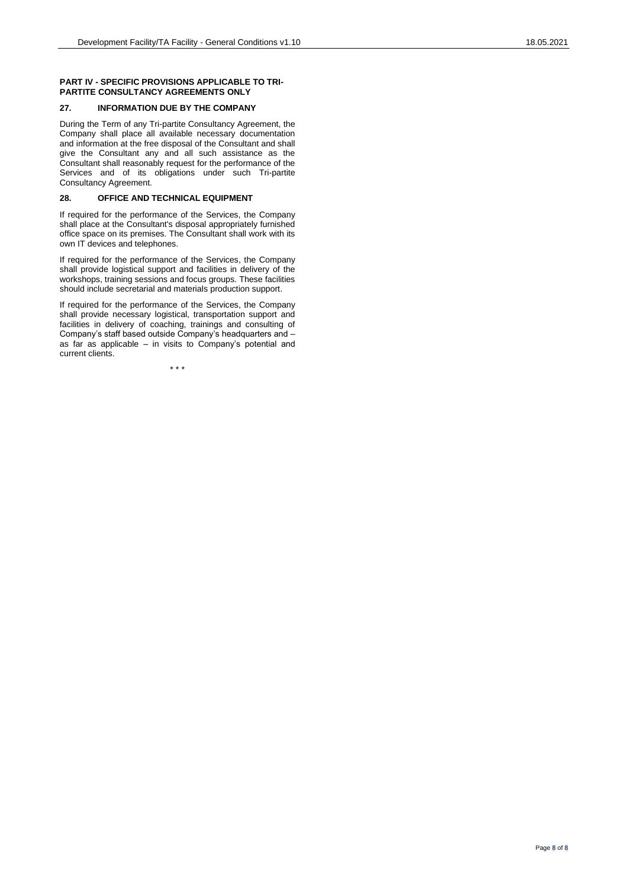## PART IV - SPECIFIC PROVISIONS APPLICABLE TO TRI-PARTITE CONSULTANCY AGREEMENTS ONLY

### 27. INFORMATION DUE BY THE COMPANY

During the Term of any Tri-partite Consultancy Agreement, the Company shall place all available necessary documentation and information at the free disposal of the Consultant and shall give the Consultant any and all such assistance as the Consultant shall reasonably request for the performance of the Services and of its obligations under such Tri-partite Consultancy Agreement.

### 28. OFFICE AND TECHNICAL EQUIPMENT

If required for the performance of the Services, the Company shall place at the Consultant's disposal appropriately furnished office space on its premises. The Consultant shall work with its own IT devices and telephones.

If required for the performance of the Services, the Company shall provide logistical support and facilities in delivery of the workshops, training sessions and focus groups. These facilities should include secretarial and materials production support.

If required for the performance of the Services, the Company shall provide necessary logistical, transportation support and facilities in delivery of coaching, trainings and consulting of Company's staff based outside Company's headquarters and – as far as applicable – in visits to Company's potential and current clients.

\* \* \*